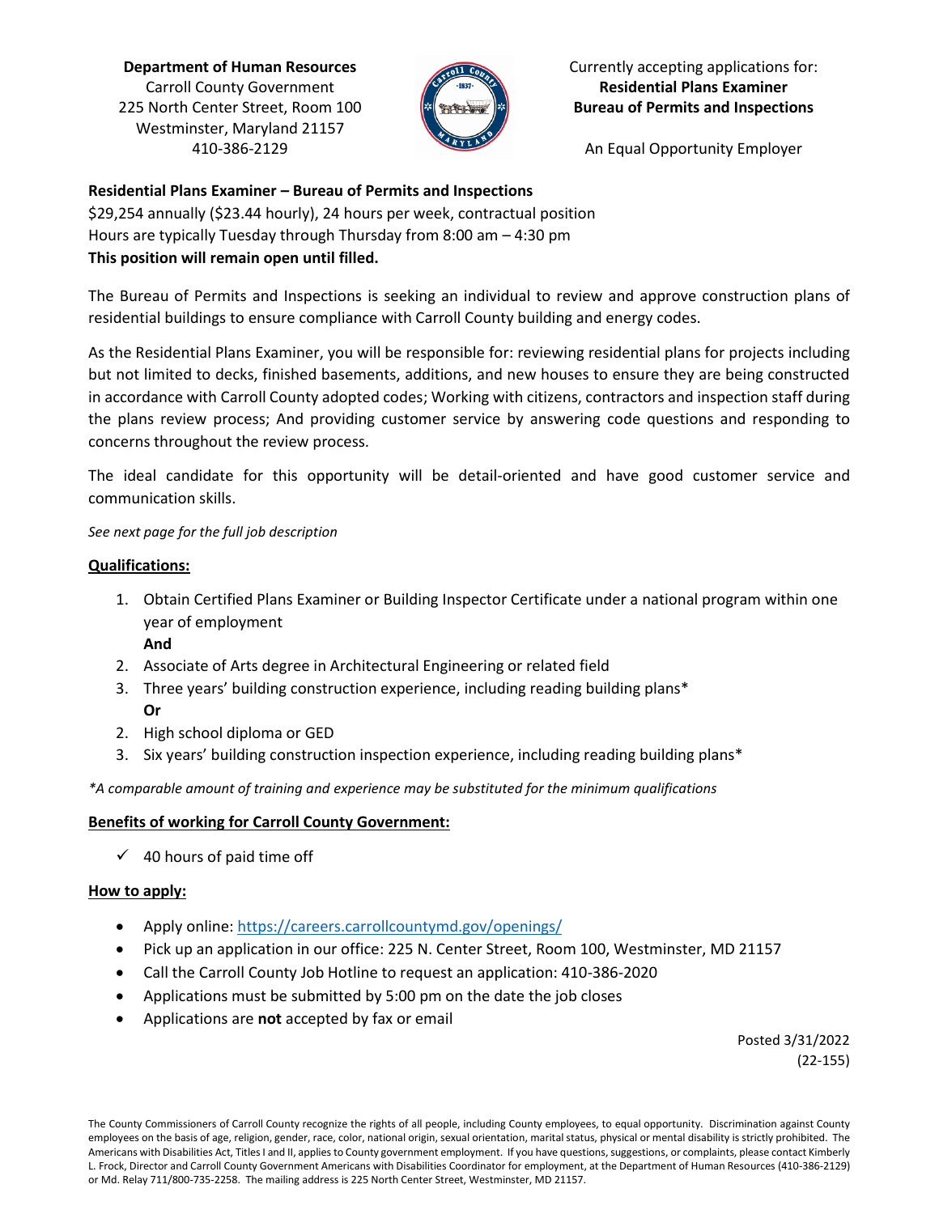**Department of Human Resources**
Carroll County Government
225 North Center Street, Room 100
Westminster, Maryland 21157
410-386-2129

Currently accepting applications for:
**Residential Plans Examiner**
**Bureau of Permits and Inspections**

An Equal Opportunity Employer

**Residential Plans Examiner – Bureau of Permits and Inspections**
$29,254 annually ($23.44 hourly), 24 hours per week, contractual position
Hours are typically Tuesday through Thursday from 8:00 am – 4:30 pm
**This position will remain open until filled.**

The Bureau of Permits and Inspections is seeking an individual to review and approve construction plans of residential buildings to ensure compliance with Carroll County building and energy codes.

As the Residential Plans Examiner, you will be responsible for: reviewing residential plans for projects including but not limited to decks, finished basements, additions, and new houses to ensure they are being constructed in accordance with Carroll County adopted codes; Working with citizens, contractors and inspection staff during the plans review process; And providing customer service by answering code questions and responding to concerns throughout the review process.

The ideal candidate for this opportunity will be detail-oriented and have good customer service and communication skills.

*See next page for the full job description*

## Qualifications:

1. Obtain Certified Plans Examiner or Building Inspector Certificate under a national program within one year of employment
   **And**
2. Associate of Arts degree in Architectural Engineering or related field
3. Three years' building construction experience, including reading building plans*
   **Or**
2. High school diploma or GED
3. Six years' building construction inspection experience, including reading building plans*

*\*A comparable amount of training and experience may be substituted for the minimum qualifications*

## Benefits of working for Carroll County Government:

- ✓ 40 hours of paid time off

## How to apply:

- Apply online: https://careers.carrollcountymd.gov/openings/
- Pick up an application in our office: 225 N. Center Street, Room 100, Westminster, MD 21157
- Call the Carroll County Job Hotline to request an application: 410-386-2020
- Applications must be submitted by 5:00 pm on the date the job closes
- Applications are **not** accepted by fax or email

Posted 3/31/2022
(22-155)

The County Commissioners of Carroll County recognize the rights of all people, including County employees, to equal opportunity. Discrimination against County employees on the basis of age, religion, gender, race, color, national origin, sexual orientation, marital status, physical or mental disability is strictly prohibited. The Americans with Disabilities Act, Titles I and II, applies to County government employment. If you have questions, suggestions, or complaints, please contact Kimberly L. Frock, Director and Carroll County Government Americans with Disabilities Coordinator for employment, at the Department of Human Resources (410-386-2129) or Md. Relay 711/800-735-2258. The mailing address is 225 North Center Street, Westminster, MD 21157.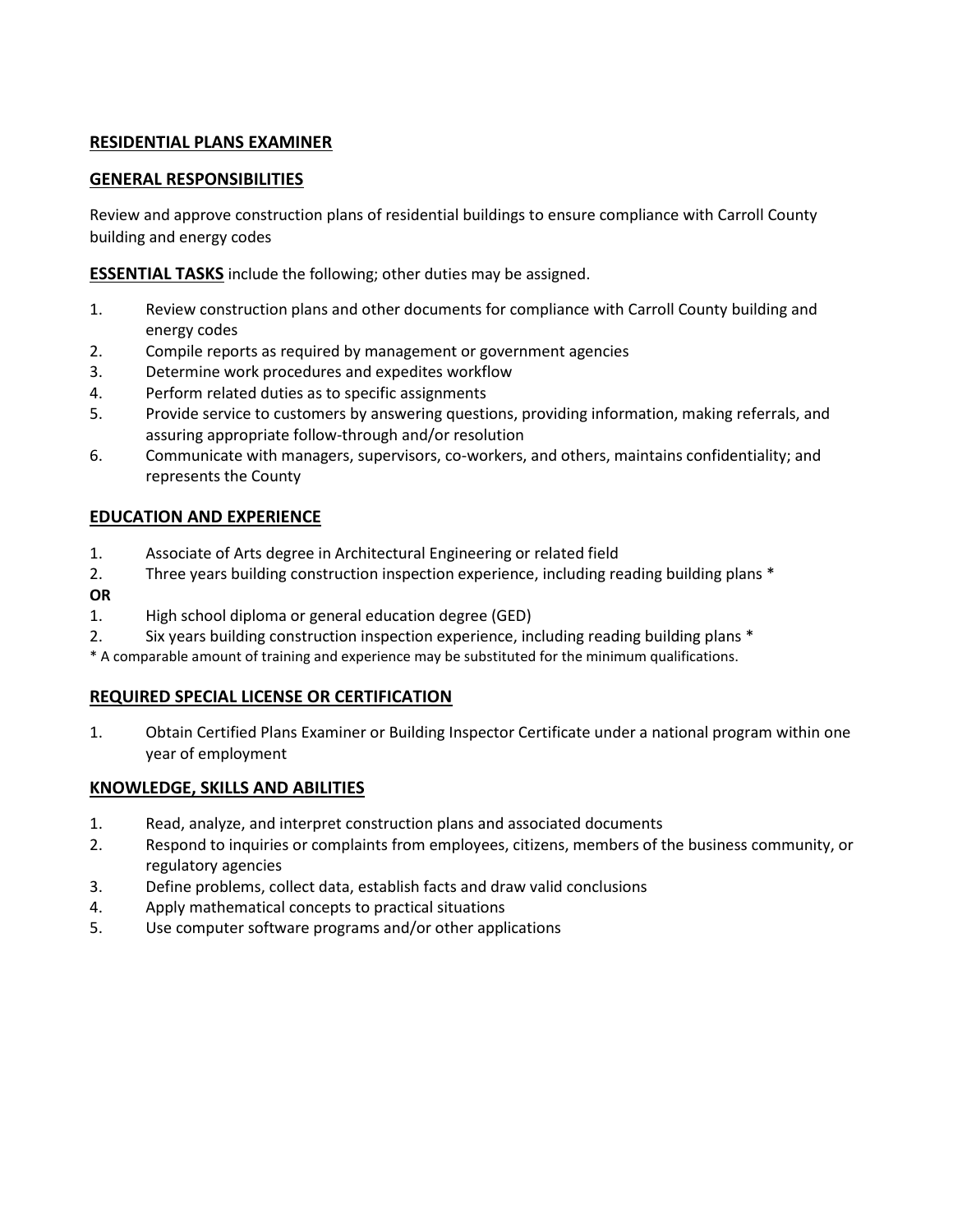## RESIDENTIAL PLANS EXAMINER

## GENERAL RESPONSIBILITIES

Review and approve construction plans of residential buildings to ensure compliance with Carroll County building and energy codes

**ESSENTIAL TASKS** include the following; other duties may be assigned.

1. Review construction plans and other documents for compliance with Carroll County building and energy codes
2. Compile reports as required by management or government agencies
3. Determine work procedures and expedites workflow
4. Perform related duties as to specific assignments
5. Provide service to customers by answering questions, providing information, making referrals, and assuring appropriate follow-through and/or resolution
6. Communicate with managers, supervisors, co-workers, and others, maintains confidentiality; and represents the County

## EDUCATION AND EXPERIENCE

1. Associate of Arts degree in Architectural Engineering or related field
2. Three years building construction inspection experience, including reading building plans *

**OR**

1. High school diploma or general education degree (GED)
2. Six years building construction inspection experience, including reading building plans *

\* A comparable amount of training and experience may be substituted for the minimum qualifications.

## REQUIRED SPECIAL LICENSE OR CERTIFICATION

1. Obtain Certified Plans Examiner or Building Inspector Certificate under a national program within one year of employment

## KNOWLEDGE, SKILLS AND ABILITIES

1. Read, analyze, and interpret construction plans and associated documents
2. Respond to inquiries or complaints from employees, citizens, members of the business community, or regulatory agencies
3. Define problems, collect data, establish facts and draw valid conclusions
4. Apply mathematical concepts to practical situations
5. Use computer software programs and/or other applications